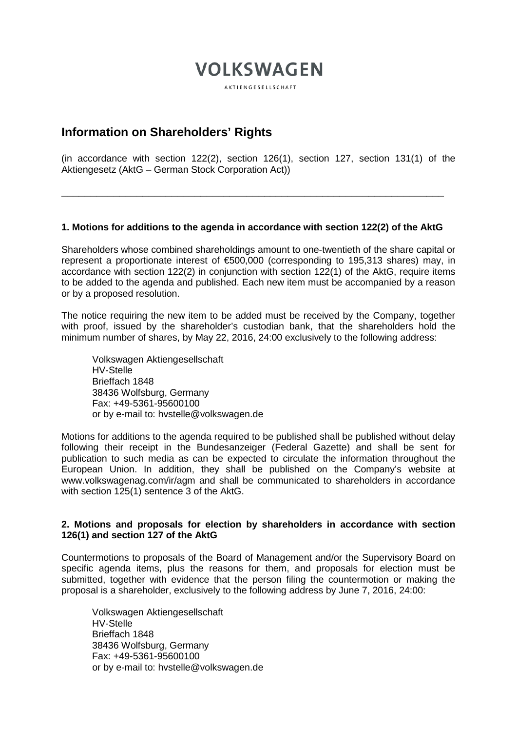# VOLKSWAGEN

AKTIENGESELLSCHAFT

## Information on Shareholders' Rights

(in accordance with section 122(2), section 126(1), section 127, section 131(1) of the Aktiengesetz (AktG – German Stock Corporation Act))

---

### 1. Motions for additions to the agenda in accordance with section 122(2) of the AktG

Shareholders whose combined shareholdings amount to one-twentieth of the share capital or represent a proportionate interest of €500,000 (corresponding to 195,313 shares) may, in accordance with section 122(2) in conjunction with section 122(1) of the AktG, require items to be added to the agenda and published. Each new item must be accompanied by a reason or by a proposed resolution.

The notice requiring the new item to be added must be received by the Company, together with proof, issued by the shareholder's custodian bank, that the shareholders hold the minimum number of shares, by May 22, 2016, 24:00 exclusively to the following address:

Volkswagen Aktiengesellschaft  
HV-Stelle  
Brieffach 1848  
38436 Wolfsburg, Germany  
Fax: +49-5361-95600100  
or by e-mail to: hvstelle@volkswagen.de

Motions for additions to the agenda required to be published shall be published without delay following their receipt in the Bundesanzeiger (Federal Gazette) and shall be sent for publication to such media as can be expected to circulate the information throughout the European Union. In addition, they shall be published on the Company's website at www.volkswagenag.com/ir/agm and shall be communicated to shareholders in accordance with section 125(1) sentence 3 of the AktG.

### 2. Motions and proposals for election by shareholders in accordance with section 126(1) and section 127 of the AktG

Countermotions to proposals of the Board of Management and/or the Supervisory Board on specific agenda items, plus the reasons for them, and proposals for election must be submitted, together with evidence that the person filing the countermotion or making the proposal is a shareholder, exclusively to the following address by June 7, 2016, 24:00:

Volkswagen Aktiengesellschaft  
HV-Stelle  
Brieffach 1848  
38436 Wolfsburg, Germany  
Fax: +49-5361-95600100  
or by e-mail to: hvstelle@volkswagen.de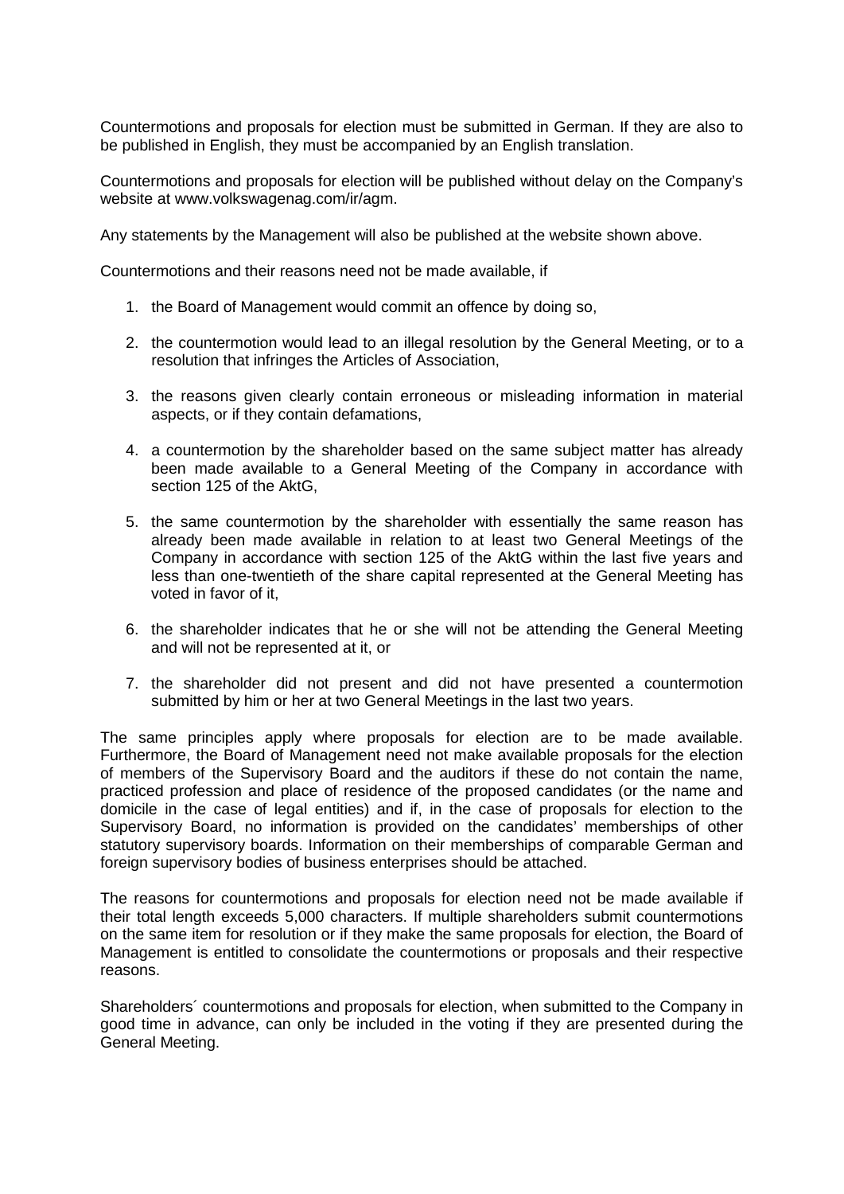Countermotions and proposals for election must be submitted in German. If they are also to be published in English, they must be accompanied by an English translation.

Countermotions and proposals for election will be published without delay on the Company's website at www.volkswagenag.com/ir/agm.

Any statements by the Management will also be published at the website shown above.

Countermotions and their reasons need not be made available, if

1. the Board of Management would commit an offence by doing so,
2. the countermotion would lead to an illegal resolution by the General Meeting, or to a resolution that infringes the Articles of Association,
3. the reasons given clearly contain erroneous or misleading information in material aspects, or if they contain defamations,
4. a countermotion by the shareholder based on the same subject matter has already been made available to a General Meeting of the Company in accordance with section 125 of the AktG,
5. the same countermotion by the shareholder with essentially the same reason has already been made available in relation to at least two General Meetings of the Company in accordance with section 125 of the AktG within the last five years and less than one-twentieth of the share capital represented at the General Meeting has voted in favor of it,
6. the shareholder indicates that he or she will not be attending the General Meeting and will not be represented at it, or
7. the shareholder did not present and did not have presented a countermotion submitted by him or her at two General Meetings in the last two years.

The same principles apply where proposals for election are to be made available. Furthermore, the Board of Management need not make available proposals for the election of members of the Supervisory Board and the auditors if these do not contain the name, practiced profession and place of residence of the proposed candidates (or the name and domicile in the case of legal entities) and if, in the case of proposals for election to the Supervisory Board, no information is provided on the candidates' memberships of other statutory supervisory boards. Information on their memberships of comparable German and foreign supervisory bodies of business enterprises should be attached.

The reasons for countermotions and proposals for election need not be made available if their total length exceeds 5,000 characters. If multiple shareholders submit countermotions on the same item for resolution or if they make the same proposals for election, the Board of Management is entitled to consolidate the countermotions or proposals and their respective reasons.

Shareholders´ countermotions and proposals for election, when submitted to the Company in good time in advance, can only be included in the voting if they are presented during the General Meeting.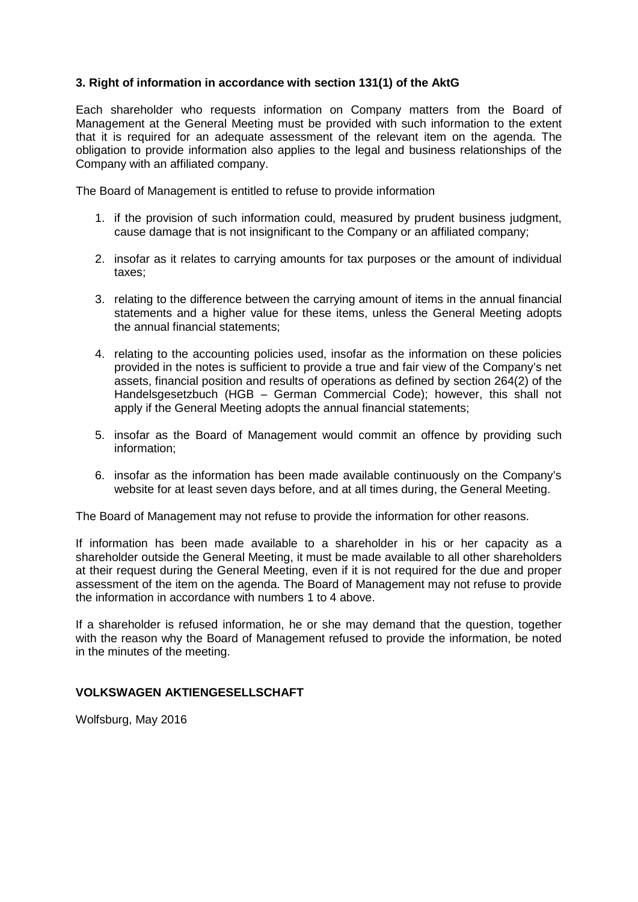### 3. Right of information in accordance with section 131(1) of the AktG

Each shareholder who requests information on Company matters from the Board of Management at the General Meeting must be provided with such information to the extent that it is required for an adequate assessment of the relevant item on the agenda. The obligation to provide information also applies to the legal and business relationships of the Company with an affiliated company.

The Board of Management is entitled to refuse to provide information

1. if the provision of such information could, measured by prudent business judgment, cause damage that is not insignificant to the Company or an affiliated company;
2. insofar as it relates to carrying amounts for tax purposes or the amount of individual taxes;
3. relating to the difference between the carrying amount of items in the annual financial statements and a higher value for these items, unless the General Meeting adopts the annual financial statements;
4. relating to the accounting policies used, insofar as the information on these policies provided in the notes is sufficient to provide a true and fair view of the Company's net assets, financial position and results of operations as defined by section 264(2) of the Handelsgesetzbuch (HGB – German Commercial Code); however, this shall not apply if the General Meeting adopts the annual financial statements;
5. insofar as the Board of Management would commit an offence by providing such information;
6. insofar as the information has been made available continuously on the Company's website for at least seven days before, and at all times during, the General Meeting.

The Board of Management may not refuse to provide the information for other reasons.

If information has been made available to a shareholder in his or her capacity as a shareholder outside the General Meeting, it must be made available to all other shareholders at their request during the General Meeting, even if it is not required for the due and proper assessment of the item on the agenda. The Board of Management may not refuse to provide the information in accordance with numbers 1 to 4 above.

If a shareholder is refused information, he or she may demand that the question, together with the reason why the Board of Management refused to provide the information, be noted in the minutes of the meeting.

**VOLKSWAGEN AKTIENGESELLSCHAFT**

Wolfsburg, May 2016